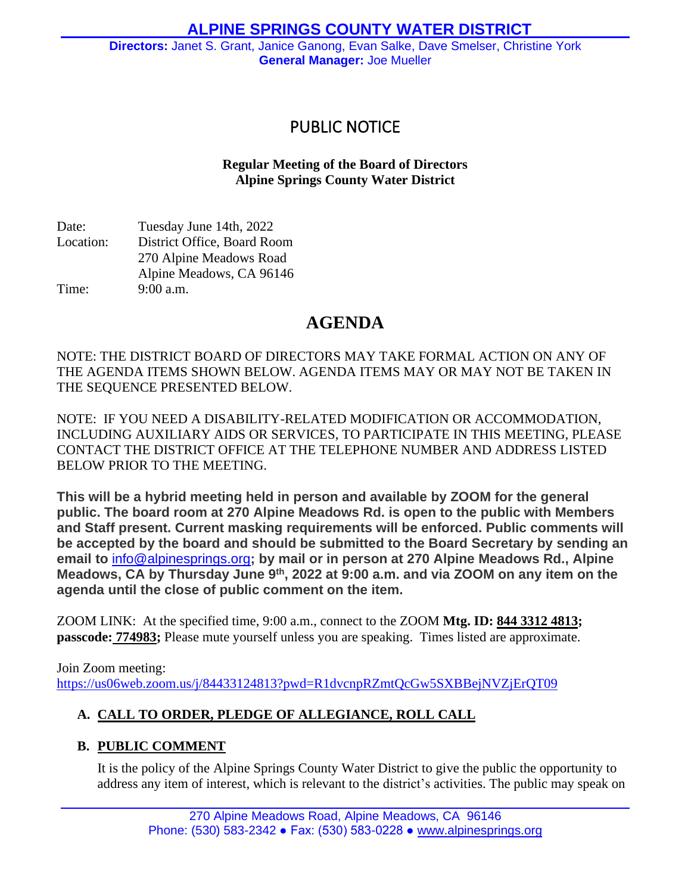# ALPINE SPRINGS COUNTY WATER DISTRICT

**Directors:** Janet S. Grant, Janice Ganong, Evan Salke, Dave Smelser, Christine York
**General Manager:** Joe Mueller

## PUBLIC NOTICE

**Regular Meeting of the Board of Directors**
**Alpine Springs County Water District**

Date: Tuesday June 14th, 2022
Location: District Office, Board Room
270 Alpine Meadows Road
Alpine Meadows, CA 96146
Time: 9:00 a.m.

## AGENDA

NOTE: THE DISTRICT BOARD OF DIRECTORS MAY TAKE FORMAL ACTION ON ANY OF THE AGENDA ITEMS SHOWN BELOW. AGENDA ITEMS MAY OR MAY NOT BE TAKEN IN THE SEQUENCE PRESENTED BELOW.

NOTE: IF YOU NEED A DISABILITY-RELATED MODIFICATION OR ACCOMMODATION, INCLUDING AUXILIARY AIDS OR SERVICES, TO PARTICIPATE IN THIS MEETING, PLEASE CONTACT THE DISTRICT OFFICE AT THE TELEPHONE NUMBER AND ADDRESS LISTED BELOW PRIOR TO THE MEETING.

**This will be a hybrid meeting held in person and available by ZOOM for the general public. The board room at 270 Alpine Meadows Rd. is open to the public with Members and Staff present. Current masking requirements will be enforced. Public comments will be accepted by the board and should be submitted to the Board Secretary by sending an email to info@alpinesprings.org; by mail or in person at 270 Alpine Meadows Rd., Alpine Meadows, CA by Thursday June 9th, 2022 at 9:00 a.m. and via ZOOM on any item on the agenda until the close of public comment on the item.**

ZOOM LINK: At the specified time, 9:00 a.m., connect to the ZOOM **Mtg. ID: 844 3312 4813; passcode: 774983;** Please mute yourself unless you are speaking. Times listed are approximate.

Join Zoom meeting:
https://us06web.zoom.us/j/84433124813?pwd=R1dvcnpRZmtQcGw5SXBBejNVZjErQT09

### A. CALL TO ORDER, PLEDGE OF ALLEGIANCE, ROLL CALL

### B. PUBLIC COMMENT

It is the policy of the Alpine Springs County Water District to give the public the opportunity to address any item of interest, which is relevant to the district's activities. The public may speak on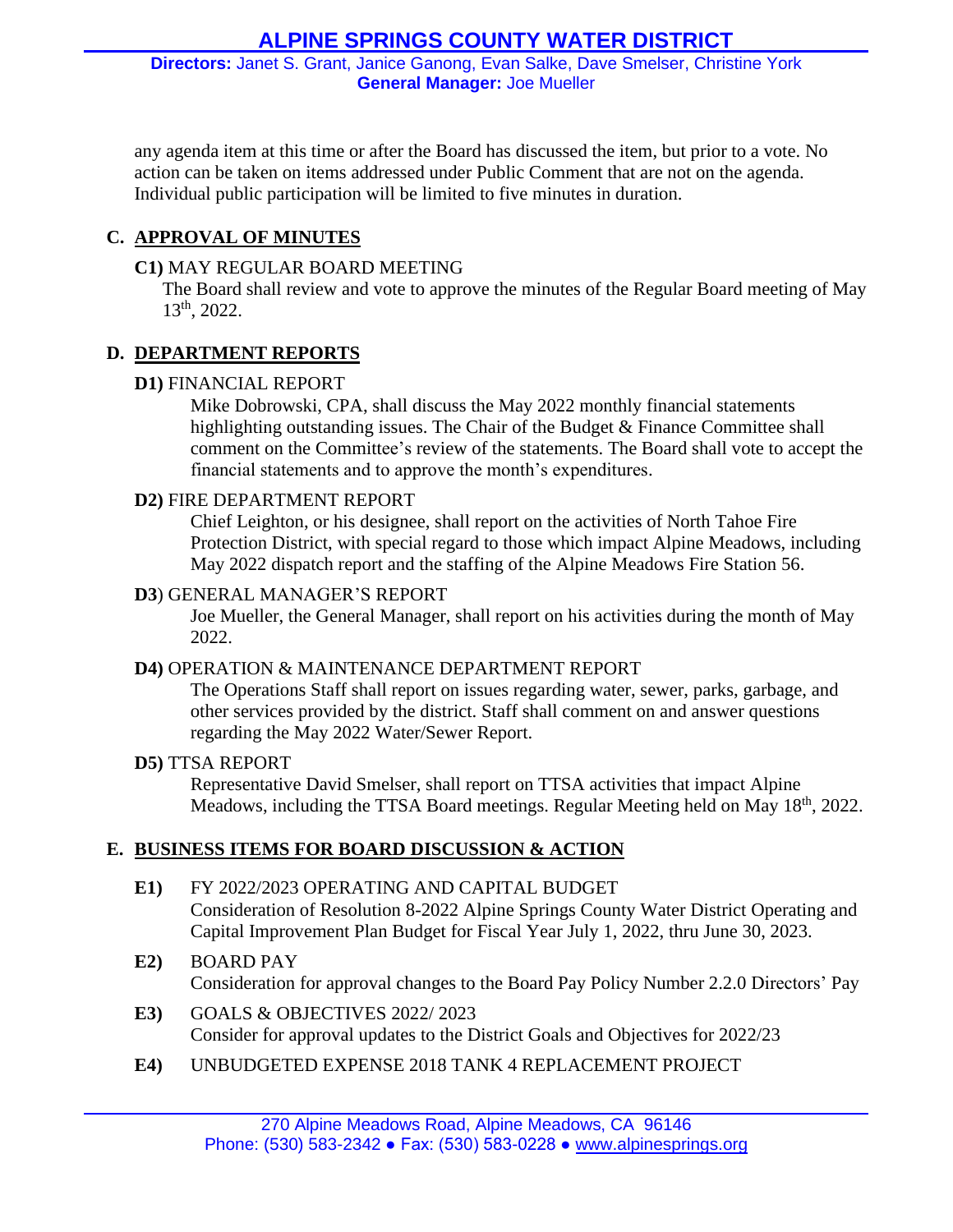any agenda item at this time or after the Board has discussed the item, but prior to a vote. No action can be taken on items addressed under Public Comment that are not on the agenda. Individual public participation will be limited to five minutes in duration.

## C. APPROVAL OF MINUTES

**C1)** MAY REGULAR BOARD MEETING

The Board shall review and vote to approve the minutes of the Regular Board meeting of May 13th, 2022.

## D. DEPARTMENT REPORTS

**D1)** FINANCIAL REPORT

Mike Dobrowski, CPA, shall discuss the May 2022 monthly financial statements highlighting outstanding issues. The Chair of the Budget & Finance Committee shall comment on the Committee's review of the statements. The Board shall vote to accept the financial statements and to approve the month's expenditures.

**D2)** FIRE DEPARTMENT REPORT

Chief Leighton, or his designee, shall report on the activities of North Tahoe Fire Protection District, with special regard to those which impact Alpine Meadows, including May 2022 dispatch report and the staffing of the Alpine Meadows Fire Station 56.

**D3**) GENERAL MANAGER'S REPORT

Joe Mueller, the General Manager, shall report on his activities during the month of May 2022.

**D4)** OPERATION & MAINTENANCE DEPARTMENT REPORT

The Operations Staff shall report on issues regarding water, sewer, parks, garbage, and other services provided by the district. Staff shall comment on and answer questions regarding the May 2022 Water/Sewer Report.

**D5)** TTSA REPORT

Representative David Smelser, shall report on TTSA activities that impact Alpine Meadows, including the TTSA Board meetings. Regular Meeting held on May 18th, 2022.

## E. BUSINESS ITEMS FOR BOARD DISCUSSION & ACTION

**E1)** FY 2022/2023 OPERATING AND CAPITAL BUDGET

Consideration of Resolution 8-2022 Alpine Springs County Water District Operating and Capital Improvement Plan Budget for Fiscal Year July 1, 2022, thru June 30, 2023.

**E2)** BOARD PAY

Consideration for approval changes to the Board Pay Policy Number 2.2.0 Directors' Pay

**E3)** GOALS & OBJECTIVES 2022/ 2023

Consider for approval updates to the District Goals and Objectives for 2022/23

**E4)** UNBUDGETED EXPENSE 2018 TANK 4 REPLACEMENT PROJECT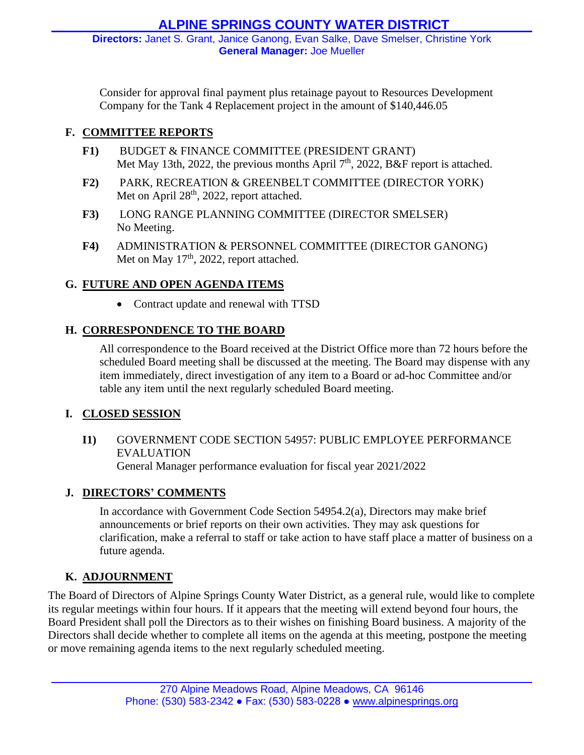Consider for approval final payment plus retainage payout to Resources Development Company for the Tank 4 Replacement project in the amount of $140,446.05

## F. COMMITTEE REPORTS

**F1)** BUDGET & FINANCE COMMITTEE (PRESIDENT GRANT)
Met May 13th, 2022, the previous months April 7th, 2022, B&F report is attached.

**F2)** PARK, RECREATION & GREENBELT COMMITTEE (DIRECTOR YORK)
Met on April 28th, 2022, report attached.

**F3)** LONG RANGE PLANNING COMMITTEE (DIRECTOR SMELSER)
No Meeting.

**F4)** ADMINISTRATION & PERSONNEL COMMITTEE (DIRECTOR GANONG)
Met on May 17th, 2022, report attached.

## G. FUTURE AND OPEN AGENDA ITEMS

- Contract update and renewal with TTSD

## H. CORRESPONDENCE TO THE BOARD

All correspondence to the Board received at the District Office more than 72 hours before the scheduled Board meeting shall be discussed at the meeting. The Board may dispense with any item immediately, direct investigation of any item to a Board or ad-hoc Committee and/or table any item until the next regularly scheduled Board meeting.

## I. CLOSED SESSION

**I1)** GOVERNMENT CODE SECTION 54957: PUBLIC EMPLOYEE PERFORMANCE EVALUATION
General Manager performance evaluation for fiscal year 2021/2022

## J. DIRECTORS' COMMENTS

In accordance with Government Code Section 54954.2(a), Directors may make brief announcements or brief reports on their own activities. They may ask questions for clarification, make a referral to staff or take action to have staff place a matter of business on a future agenda.

## K. ADJOURNMENT

The Board of Directors of Alpine Springs County Water District, as a general rule, would like to complete its regular meetings within four hours. If it appears that the meeting will extend beyond four hours, the Board President shall poll the Directors as to their wishes on finishing Board business. A majority of the Directors shall decide whether to complete all items on the agenda at this meeting, postpone the meeting or move remaining agenda items to the next regularly scheduled meeting.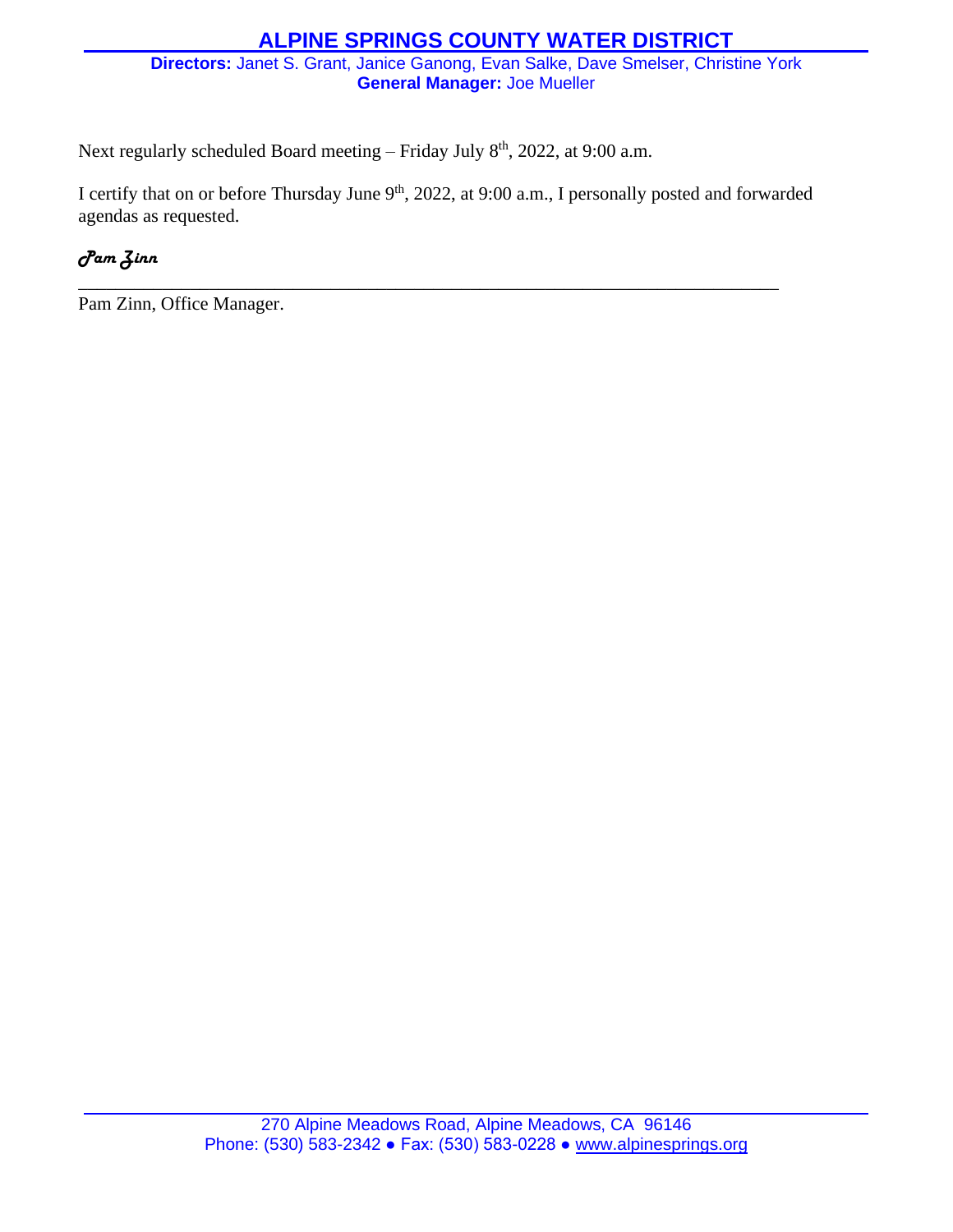# ALPINE SPRINGS COUNTY WATER DISTRICT

**Directors:** Janet S. Grant, Janice Ganong, Evan Salke, Dave Smelser, Christine York
**General Manager:** Joe Mueller

Next regularly scheduled Board meeting – Friday July 8th, 2022, at 9:00 a.m.

I certify that on or before Thursday June 9th, 2022, at 9:00 a.m., I personally posted and forwarded agendas as requested.

*Pam Zinn*

\_\_\_\_\_\_\_\_\_\_\_\_\_\_\_\_\_\_\_\_\_\_\_\_\_\_\_\_\_\_\_\_\_\_\_\_\_\_\_\_\_\_\_\_\_\_\_\_\_\_\_\_\_\_\_\_\_\_\_\_\_\_\_\_\_\_\_\_\_\_\_\_

Pam Zinn, Office Manager.

270 Alpine Meadows Road, Alpine Meadows, CA 96146
Phone: (530) 583-2342 ● Fax: (530) 583-0228 ● www.alpinesprings.org